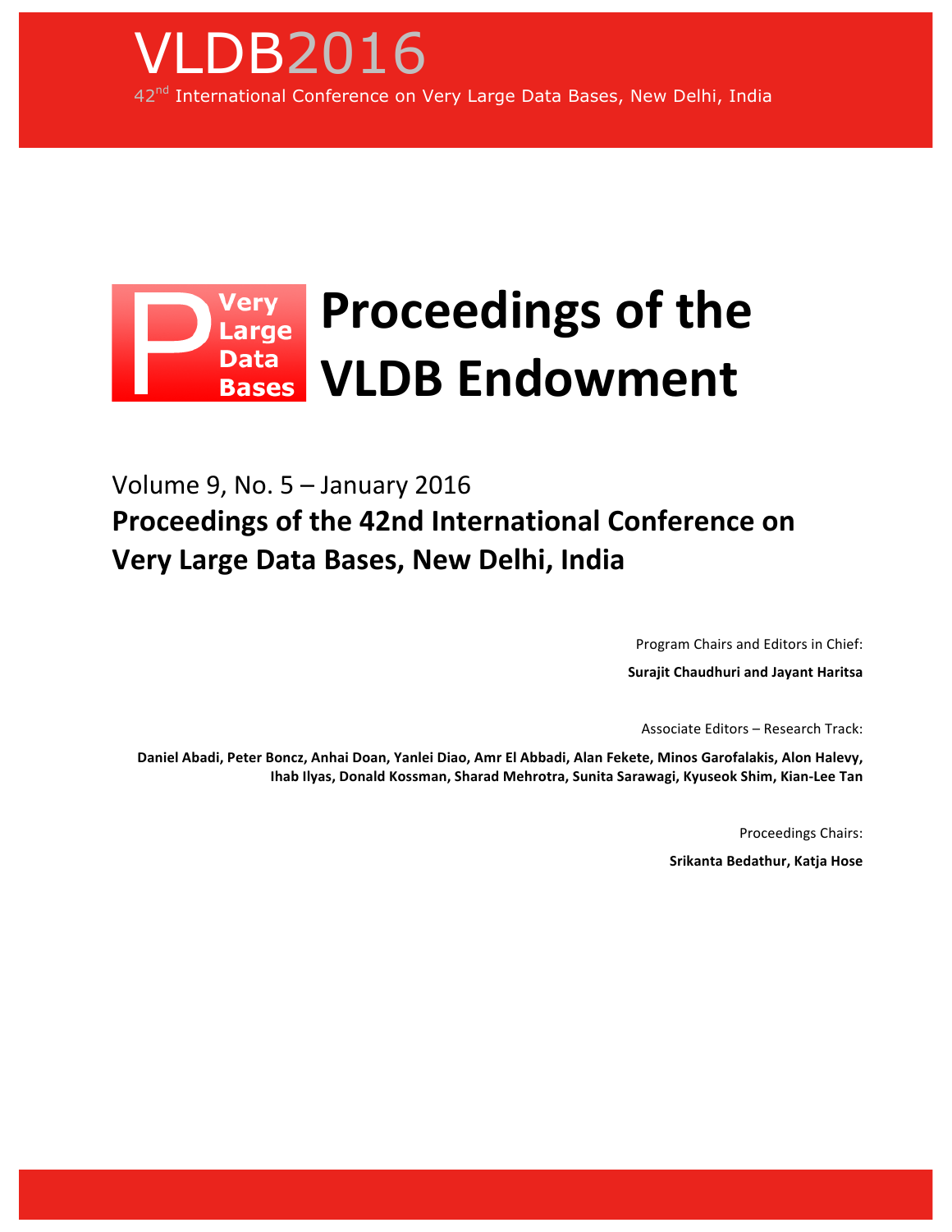# VLDB2016

42nd International Conference on Very Large Data Bases, New Delhi, India

Very Large Data Bases

# Proceedings of the VLDB Endowment

Volume 9, No. 5 – January 2016

## Proceedings of the 42nd International Conference on Very Large Data Bases, New Delhi, India

Program Chairs and Editors in Chief:

**Surajit Chaudhuri and Jayant Haritsa**

Associate Editors – Research Track:

**Daniel Abadi, Peter Boncz, Anhai Doan, Yanlei Diao, Amr El Abbadi, Alan Fekete, Minos Garofalakis, Alon Halevy, Ihab Ilyas, Donald Kossman, Sharad Mehrotra, Sunita Sarawagi, Kyuseok Shim, Kian-Lee Tan**

Proceedings Chairs:

**Srikanta Bedathur, Katja Hose**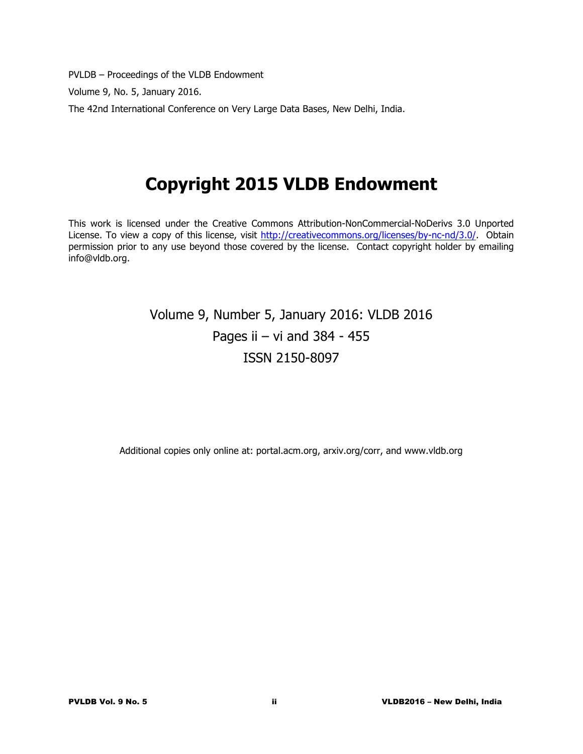PVLDB – Proceedings of the VLDB Endowment

Volume 9, No. 5, January 2016.

The 42nd International Conference on Very Large Data Bases, New Delhi, India.

# Copyright 2015 VLDB Endowment

This work is licensed under the Creative Commons Attribution-NonCommercial-NoDerivs 3.0 Unported License. To view a copy of this license, visit http://creativecommons.org/licenses/by-nc-nd/3.0/. Obtain permission prior to any use beyond those covered by the license. Contact copyright holder by emailing info@vldb.org.

Volume 9, Number 5, January 2016: VLDB 2016

Pages ii – vi and 384 - 455

ISSN 2150-8097

Additional copies only online at: portal.acm.org, arxiv.org/corr, and www.vldb.org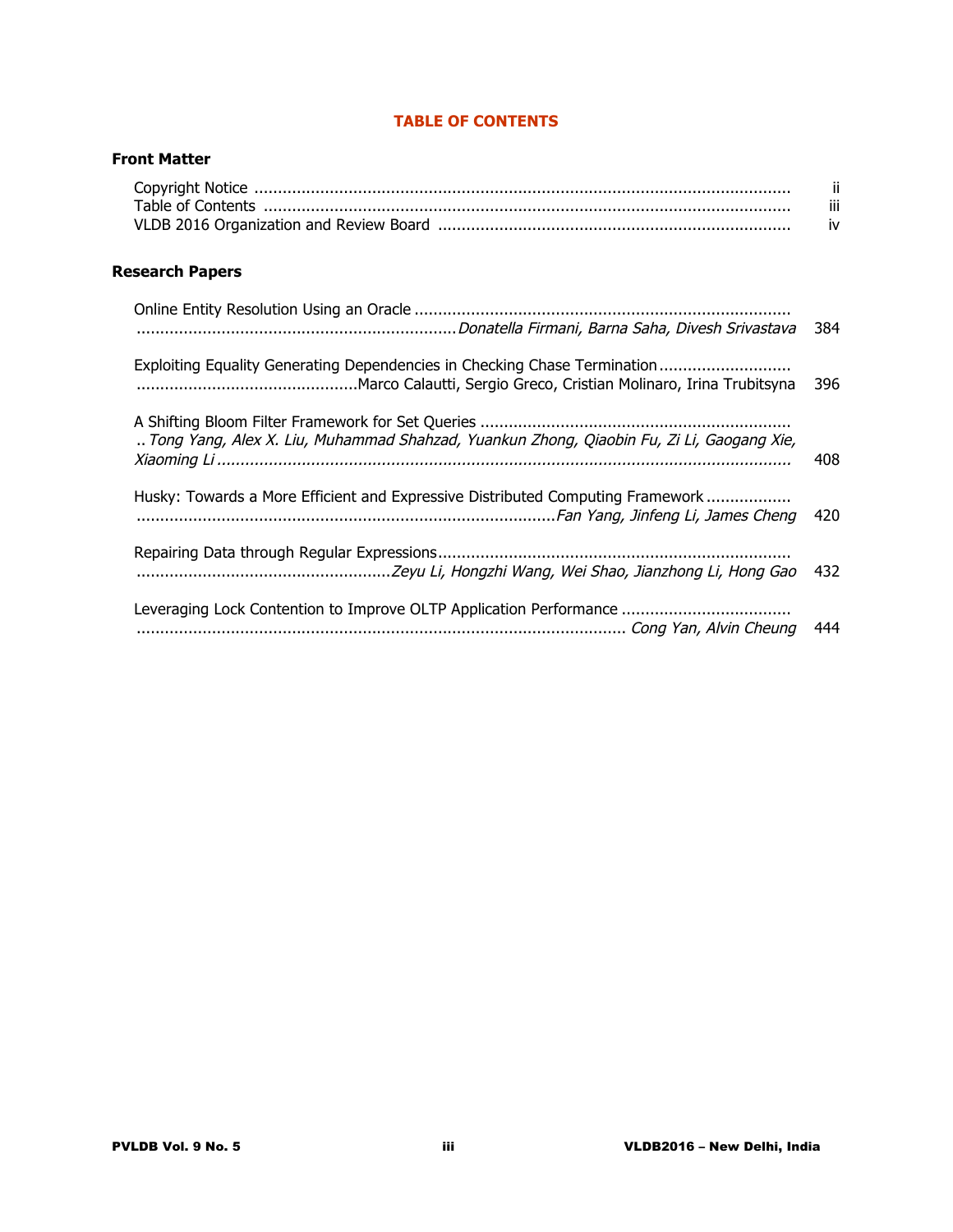# TABLE OF CONTENTS

## Front Matter

Copyright Notice ........................................................................................................ ii
Table of Contents ........................................................................................................ iii
VLDB 2016 Organization and Review Board ........................................................................ iv

## Research Papers

Online Entity Resolution Using an Oracle ........................................................................
........................................................................ *Donatella Firmani, Barna Saha, Divesh Srivastava* 384

Exploiting Equality Generating Dependencies in Checking Chase Termination ...........................
.............................................. Marco Calautti, Sergio Greco, Cristian Molinaro, Irina Trubitsyna 396

A Shifting Bloom Filter Framework for Set Queries .............................................................
.. *Tong Yang, Alex X. Liu, Muhammad Shahzad, Yuankun Zhong, Qiaobin Fu, Zi Li, Gaogang Xie, Xiaoming Li* ........................................................................................................ 408

Husky: Towards a More Efficient and Expressive Distributed Computing Framework ..................
........................................................................................ *Fan Yang, Jinfeng Li, James Cheng* 420

Repairing Data through Regular Expressions ..........................................................................
..................................................... *Zeyu Li, Hongzhi Wang, Wei Shao, Jianzhong Li, Hong Gao* 432

Leveraging Lock Contention to Improve OLTP Application Performance ..................................
...................................................................................................... *Cong Yan, Alvin Cheung* 444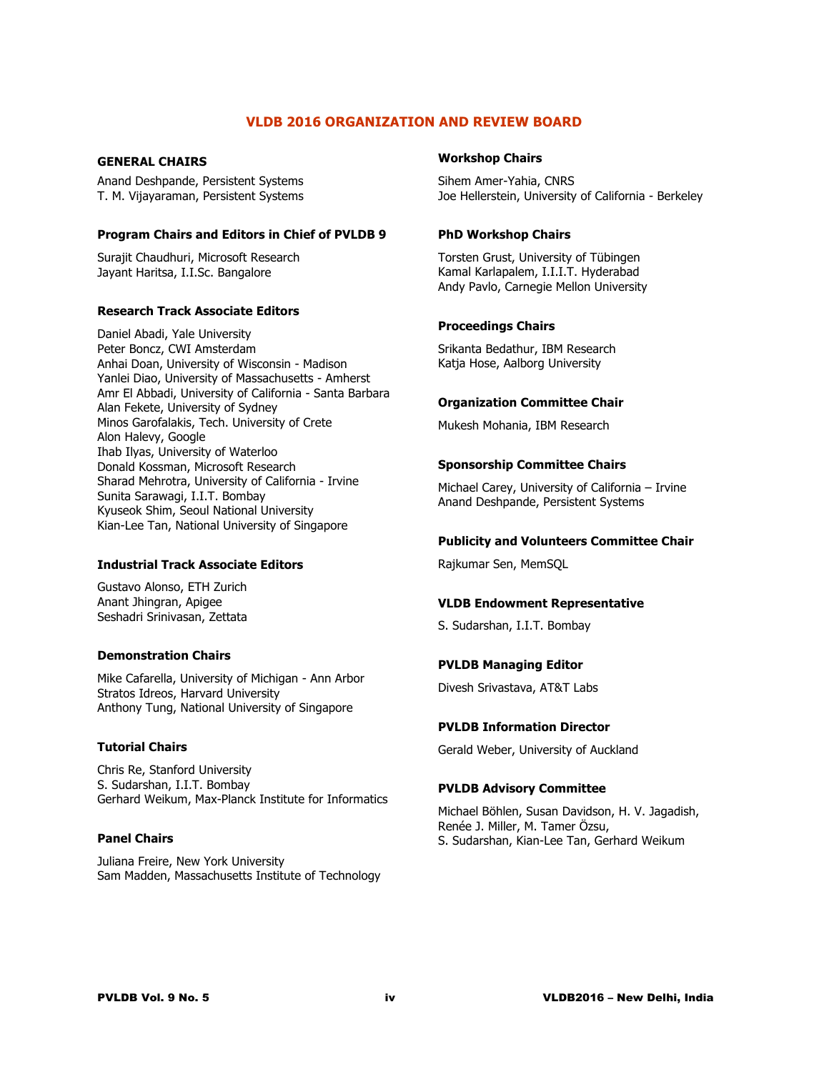# VLDB 2016 ORGANIZATION AND REVIEW BOARD

## GENERAL CHAIRS

Anand Deshpande, Persistent Systems
T. M. Vijayaraman, Persistent Systems

### Program Chairs and Editors in Chief of PVLDB 9

Surajit Chaudhuri, Microsoft Research
Jayant Haritsa, I.I.Sc. Bangalore

### Research Track Associate Editors

Daniel Abadi, Yale University
Peter Boncz, CWI Amsterdam
Anhai Doan, University of Wisconsin - Madison
Yanlei Diao, University of Massachusetts - Amherst
Amr El Abbadi, University of California - Santa Barbara
Alan Fekete, University of Sydney
Minos Garofalakis, Tech. University of Crete
Alon Halevy, Google
Ihab Ilyas, University of Waterloo
Donald Kossman, Microsoft Research
Sharad Mehrotra, University of California - Irvine
Sunita Sarawagi, I.I.T. Bombay
Kyuseok Shim, Seoul National University
Kian-Lee Tan, National University of Singapore

### Industrial Track Associate Editors

Gustavo Alonso, ETH Zurich
Anant Jhingran, Apigee
Seshadri Srinivasan, Zettata

### Demonstration Chairs

Mike Cafarella, University of Michigan - Ann Arbor
Stratos Idreos, Harvard University
Anthony Tung, National University of Singapore

### Tutorial Chairs

Chris Re, Stanford University
S. Sudarshan, I.I.T. Bombay
Gerhard Weikum, Max-Planck Institute for Informatics

### Panel Chairs

Juliana Freire, New York University
Sam Madden, Massachusetts Institute of Technology

### Workshop Chairs

Sihem Amer-Yahia, CNRS
Joe Hellerstein, University of California - Berkeley

### PhD Workshop Chairs

Torsten Grust, University of Tübingen
Kamal Karlapalem, I.I.I.T. Hyderabad
Andy Pavlo, Carnegie Mellon University

### Proceedings Chairs

Srikanta Bedathur, IBM Research
Katja Hose, Aalborg University

### Organization Committee Chair

Mukesh Mohania, IBM Research

### Sponsorship Committee Chairs

Michael Carey, University of California – Irvine
Anand Deshpande, Persistent Systems

### Publicity and Volunteers Committee Chair

Rajkumar Sen, MemSQL

### VLDB Endowment Representative

S. Sudarshan, I.I.T. Bombay

### PVLDB Managing Editor

Divesh Srivastava, AT&T Labs

### PVLDB Information Director

Gerald Weber, University of Auckland

### PVLDB Advisory Committee

Michael Böhlen, Susan Davidson, H. V. Jagadish,
Renée J. Miller, M. Tamer Özsu,
S. Sudarshan, Kian-Lee Tan, Gerhard Weikum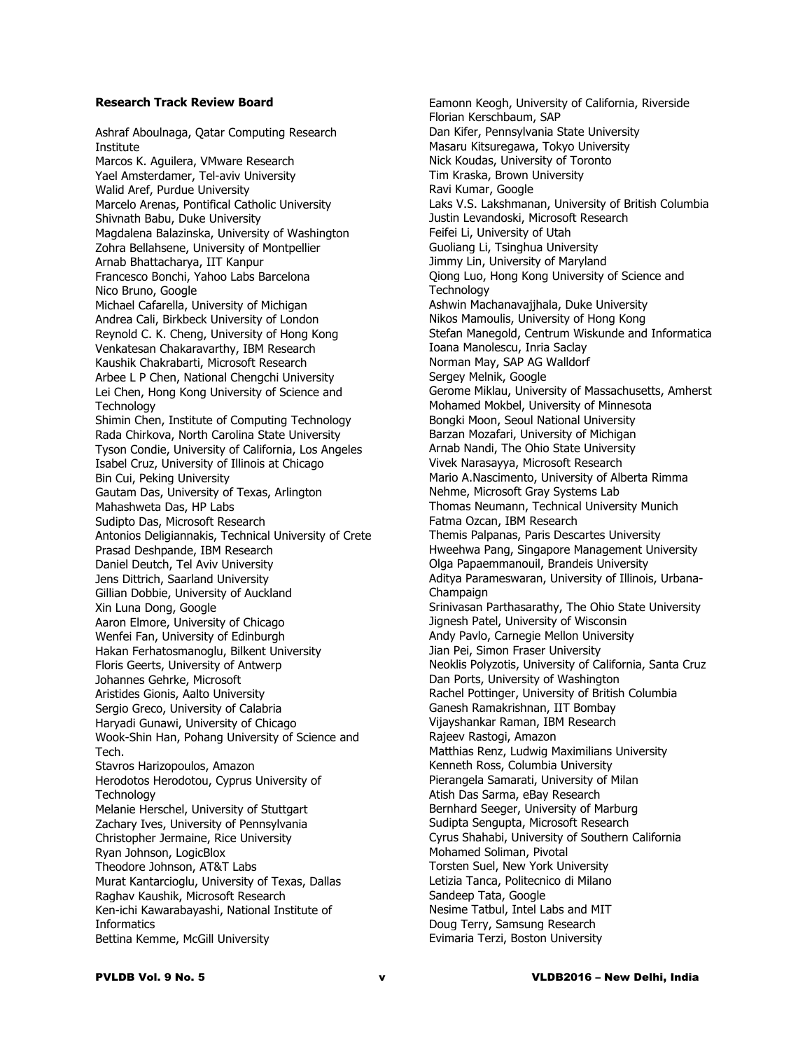**Research Track Review Board**

Ashraf Aboulnaga, Qatar Computing Research Institute
Marcos K. Aguilera, VMware Research
Yael Amsterdamer, Tel-aviv University
Walid Aref, Purdue University
Marcelo Arenas, Pontifical Catholic University
Shivnath Babu, Duke University
Magdalena Balazinska, University of Washington
Zohra Bellahsene, University of Montpellier
Arnab Bhattacharya, IIT Kanpur
Francesco Bonchi, Yahoo Labs Barcelona
Nico Bruno, Google
Michael Cafarella, University of Michigan
Andrea Cali, Birkbeck University of London
Reynold C. K. Cheng, University of Hong Kong
Venkatesan Chakaravarthy, IBM Research
Kaushik Chakrabarti, Microsoft Research
Arbee L P Chen, National Chengchi University
Lei Chen, Hong Kong University of Science and Technology
Shimin Chen, Institute of Computing Technology
Rada Chirkova, North Carolina State University
Tyson Condie, University of California, Los Angeles
Isabel Cruz, University of Illinois at Chicago
Bin Cui, Peking University
Gautam Das, University of Texas, Arlington
Mahashweta Das, HP Labs
Sudipto Das, Microsoft Research
Antonios Deligiannakis, Technical University of Crete
Prasad Deshpande, IBM Research
Daniel Deutch, Tel Aviv University
Jens Dittrich, Saarland University
Gillian Dobbie, University of Auckland
Xin Luna Dong, Google
Aaron Elmore, University of Chicago
Wenfei Fan, University of Edinburgh
Hakan Ferhatosmanoglu, Bilkent University
Floris Geerts, University of Antwerp
Johannes Gehrke, Microsoft
Aristides Gionis, Aalto University
Sergio Greco, University of Calabria
Haryadi Gunawi, University of Chicago
Wook-Shin Han, Pohang University of Science and Tech.
Stavros Harizopoulos, Amazon
Herodotos Herodotou, Cyprus University of Technology
Melanie Herschel, University of Stuttgart
Zachary Ives, University of Pennsylvania
Christopher Jermaine, Rice University
Ryan Johnson, LogicBlox
Theodore Johnson, AT&T Labs
Murat Kantarcioglu, University of Texas, Dallas
Raghav Kaushik, Microsoft Research
Ken-ichi Kawarabayashi, National Institute of Informatics
Bettina Kemme, McGill University
Eamonn Keogh, University of California, Riverside
Florian Kerschbaum, SAP
Dan Kifer, Pennsylvania State University
Masaru Kitsuregawa, Tokyo University
Nick Koudas, University of Toronto
Tim Kraska, Brown University
Ravi Kumar, Google
Laks V.S. Lakshmanan, University of British Columbia
Justin Levandoski, Microsoft Research
Feifei Li, University of Utah
Guoliang Li, Tsinghua University
Jimmy Lin, University of Maryland
Qiong Luo, Hong Kong University of Science and Technology
Ashwin Machanavajjhala, Duke University
Nikos Mamoulis, University of Hong Kong
Stefan Manegold, Centrum Wiskunde and Informatica
Ioana Manolescu, Inria Saclay
Norman May, SAP AG Walldorf
Sergey Melnik, Google
Gerome Miklau, University of Massachusetts, Amherst
Mohamed Mokbel, University of Minnesota
Bongki Moon, Seoul National University
Barzan Mozafari, University of Michigan
Arnab Nandi, The Ohio State University
Vivek Narasayya, Microsoft Research
Mario A.Nascimento, University of Alberta Rimma Nehme, Microsoft Gray Systems Lab
Thomas Neumann, Technical University Munich
Fatma Ozcan, IBM Research
Themis Palpanas, Paris Descartes University
Hweehwa Pang, Singapore Management University
Olga Papaemmanouil, Brandeis University
Aditya Parameswaran, University of Illinois, Urbana-Champaign
Srinivasan Parthasarathy, The Ohio State University
Jignesh Patel, University of Wisconsin
Andy Pavlo, Carnegie Mellon University
Jian Pei, Simon Fraser University
Neoklis Polyzotis, University of California, Santa Cruz
Dan Ports, University of Washington
Rachel Pottinger, University of British Columbia
Ganesh Ramakrishnan, IIT Bombay
Vijayshankar Raman, IBM Research
Rajeev Rastogi, Amazon
Matthias Renz, Ludwig Maximilians University
Kenneth Ross, Columbia University
Pierangela Samarati, University of Milan
Atish Das Sarma, eBay Research
Bernhard Seeger, University of Marburg
Sudipta Sengupta, Microsoft Research
Cyrus Shahabi, University of Southern California
Mohamed Soliman, Pivotal
Torsten Suel, New York University
Letizia Tanca, Politecnico di Milano
Sandeep Tata, Google
Nesime Tatbul, Intel Labs and MIT
Doug Terry, Samsung Research
Evimaria Terzi, Boston University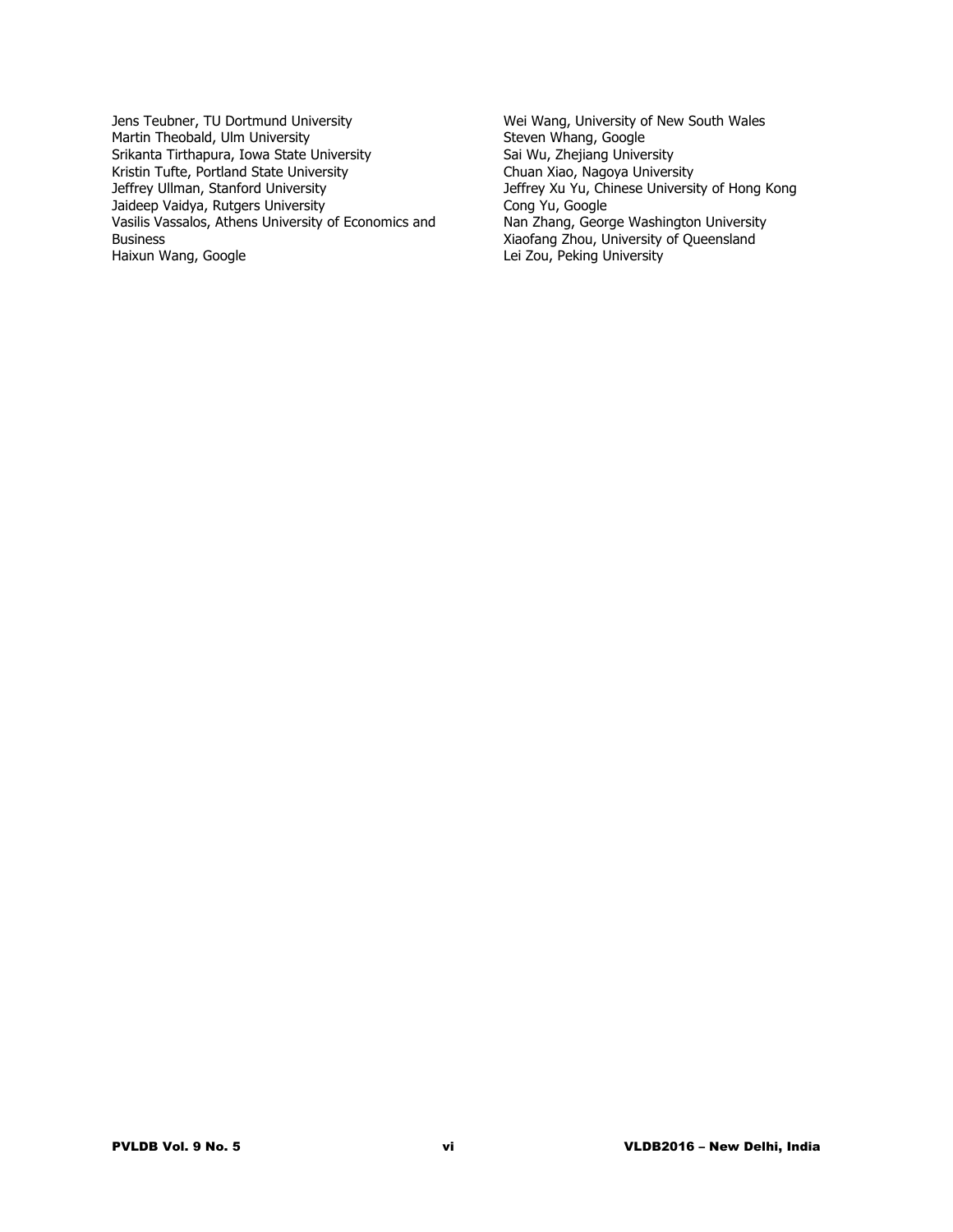Jens Teubner, TU Dortmund University
Martin Theobald, Ulm University
Srikanta Tirthapura, Iowa State University
Kristin Tufte, Portland State University
Jeffrey Ullman, Stanford University
Jaideep Vaidya, Rutgers University
Vasilis Vassalos, Athens University of Economics and Business
Haixun Wang, Google
Wei Wang, University of New South Wales
Steven Whang, Google
Sai Wu, Zhejiang University
Chuan Xiao, Nagoya University
Jeffrey Xu Yu, Chinese University of Hong Kong
Cong Yu, Google
Nan Zhang, George Washington University
Xiaofang Zhou, University of Queensland
Lei Zou, Peking University